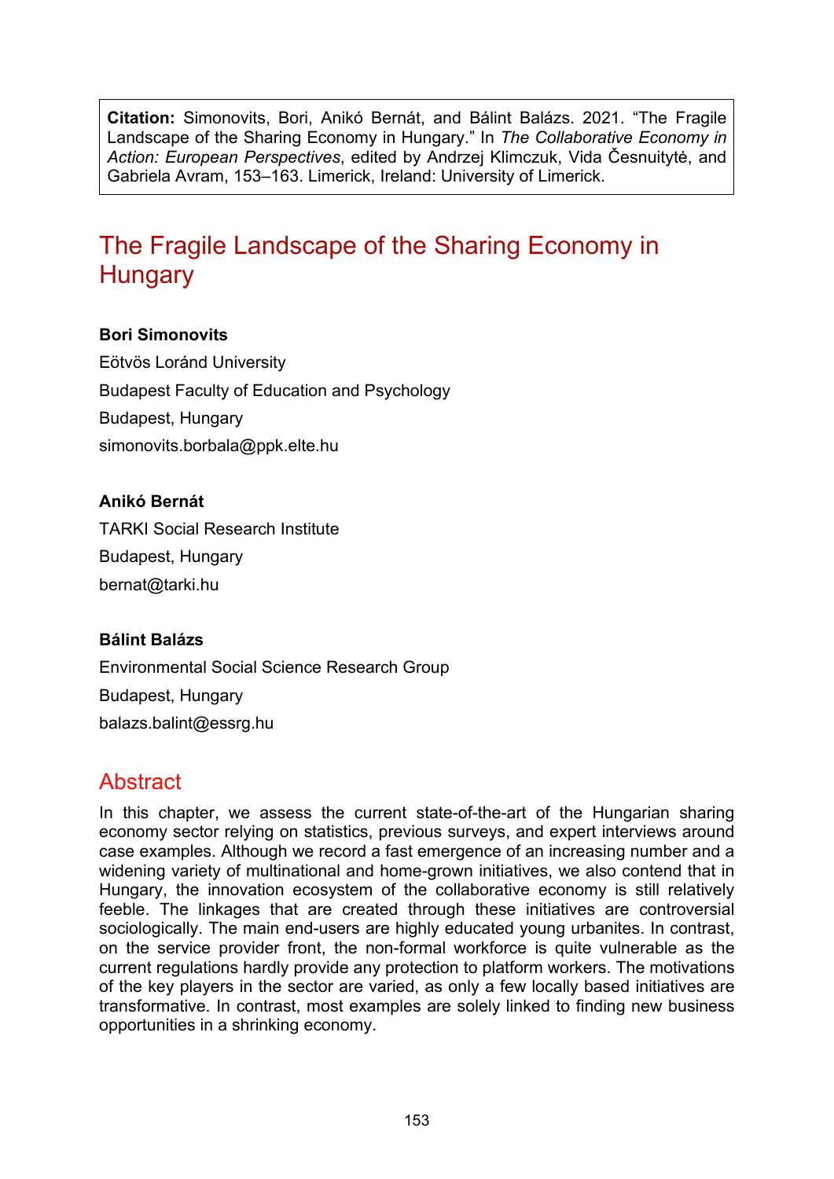**Citation:** Simonovits, Bori, Anikó Bernát, and Bálint Balázs. 2021. "The Fragile Landscape of the Sharing Economy in Hungary." In *The Collaborative Economy in Action: European Perspectives*, edited by Andrzej Klimczuk, Vida Česnuitytė, and Gabriela Avram, 153–163. Limerick, Ireland: University of Limerick.

# The Fragile Landscape of the Sharing Economy in Hungary

**Bori Simonovits**

Eötvös Loránd University

Budapest Faculty of Education and Psychology

Budapest, Hungary

simonovits.borbala@ppk.elte.hu

**Anikó Bernát**

TARKI Social Research Institute

Budapest, Hungary

bernat@tarki.hu

**Bálint Balázs**

Environmental Social Science Research Group

Budapest, Hungary

balazs.balint@essrg.hu

## Abstract

In this chapter, we assess the current state-of-the-art of the Hungarian sharing economy sector relying on statistics, previous surveys, and expert interviews around case examples. Although we record a fast emergence of an increasing number and a widening variety of multinational and home-grown initiatives, we also contend that in Hungary, the innovation ecosystem of the collaborative economy is still relatively feeble. The linkages that are created through these initiatives are controversial sociologically. The main end-users are highly educated young urbanites. In contrast, on the service provider front, the non-formal workforce is quite vulnerable as the current regulations hardly provide any protection to platform workers. The motivations of the key players in the sector are varied, as only a few locally based initiatives are transformative. In contrast, most examples are solely linked to finding new business opportunities in a shrinking economy.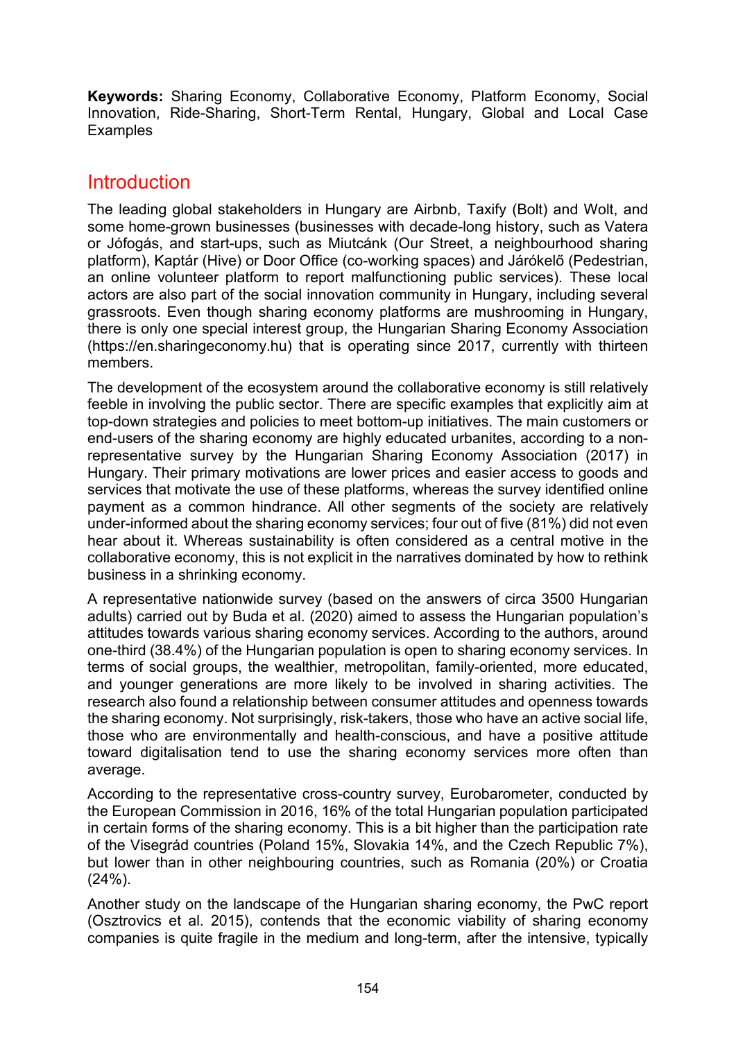**Keywords:** Sharing Economy, Collaborative Economy, Platform Economy, Social Innovation, Ride-Sharing, Short-Term Rental, Hungary, Global and Local Case Examples

## Introduction

The leading global stakeholders in Hungary are Airbnb, Taxify (Bolt) and Wolt, and some home-grown businesses (businesses with decade-long history, such as Vatera or Jófogás, and start-ups, such as Miutcánk (Our Street, a neighbourhood sharing platform), Kaptár (Hive) or Door Office (co-working spaces) and Járókelő (Pedestrian, an online volunteer platform to report malfunctioning public services). These local actors are also part of the social innovation community in Hungary, including several grassroots. Even though sharing economy platforms are mushrooming in Hungary, there is only one special interest group, the Hungarian Sharing Economy Association (https://en.sharingeconomy.hu) that is operating since 2017, currently with thirteen members.

The development of the ecosystem around the collaborative economy is still relatively feeble in involving the public sector. There are specific examples that explicitly aim at top-down strategies and policies to meet bottom-up initiatives. The main customers or end-users of the sharing economy are highly educated urbanites, according to a non-representative survey by the Hungarian Sharing Economy Association (2017) in Hungary. Their primary motivations are lower prices and easier access to goods and services that motivate the use of these platforms, whereas the survey identified online payment as a common hindrance. All other segments of the society are relatively under-informed about the sharing economy services; four out of five (81%) did not even hear about it. Whereas sustainability is often considered as a central motive in the collaborative economy, this is not explicit in the narratives dominated by how to rethink business in a shrinking economy.

A representative nationwide survey (based on the answers of circa 3500 Hungarian adults) carried out by Buda et al. (2020) aimed to assess the Hungarian population's attitudes towards various sharing economy services. According to the authors, around one-third (38.4%) of the Hungarian population is open to sharing economy services. In terms of social groups, the wealthier, metropolitan, family-oriented, more educated, and younger generations are more likely to be involved in sharing activities. The research also found a relationship between consumer attitudes and openness towards the sharing economy. Not surprisingly, risk-takers, those who have an active social life, those who are environmentally and health-conscious, and have a positive attitude toward digitalisation tend to use the sharing economy services more often than average.

According to the representative cross-country survey, Eurobarometer, conducted by the European Commission in 2016, 16% of the total Hungarian population participated in certain forms of the sharing economy. This is a bit higher than the participation rate of the Visegrád countries (Poland 15%, Slovakia 14%, and the Czech Republic 7%), but lower than in other neighbouring countries, such as Romania (20%) or Croatia (24%).

Another study on the landscape of the Hungarian sharing economy, the PwC report (Osztrovics et al. 2015), contends that the economic viability of sharing economy companies is quite fragile in the medium and long-term, after the intensive, typically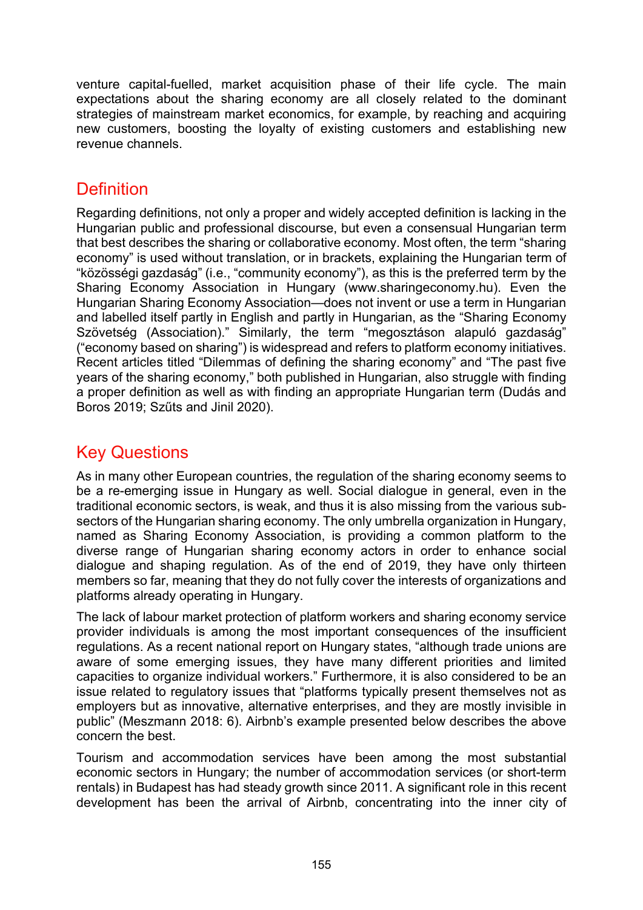venture capital-fuelled, market acquisition phase of their life cycle. The main expectations about the sharing economy are all closely related to the dominant strategies of mainstream market economics, for example, by reaching and acquiring new customers, boosting the loyalty of existing customers and establishing new revenue channels.

## Definition

Regarding definitions, not only a proper and widely accepted definition is lacking in the Hungarian public and professional discourse, but even a consensual Hungarian term that best describes the sharing or collaborative economy. Most often, the term "sharing economy" is used without translation, or in brackets, explaining the Hungarian term of "közösségi gazdaság" (i.e., "community economy"), as this is the preferred term by the Sharing Economy Association in Hungary (www.sharingeconomy.hu). Even the Hungarian Sharing Economy Association—does not invent or use a term in Hungarian and labelled itself partly in English and partly in Hungarian, as the "Sharing Economy Szövetség (Association)." Similarly, the term "megosztáson alapuló gazdaság" ("economy based on sharing") is widespread and refers to platform economy initiatives. Recent articles titled "Dilemmas of defining the sharing economy" and "The past five years of the sharing economy," both published in Hungarian, also struggle with finding a proper definition as well as with finding an appropriate Hungarian term (Dudás and Boros 2019; Szűts and Jinil 2020).

## Key Questions

As in many other European countries, the regulation of the sharing economy seems to be a re-emerging issue in Hungary as well. Social dialogue in general, even in the traditional economic sectors, is weak, and thus it is also missing from the various sub-sectors of the Hungarian sharing economy. The only umbrella organization in Hungary, named as Sharing Economy Association, is providing a common platform to the diverse range of Hungarian sharing economy actors in order to enhance social dialogue and shaping regulation. As of the end of 2019, they have only thirteen members so far, meaning that they do not fully cover the interests of organizations and platforms already operating in Hungary.

The lack of labour market protection of platform workers and sharing economy service provider individuals is among the most important consequences of the insufficient regulations. As a recent national report on Hungary states, "although trade unions are aware of some emerging issues, they have many different priorities and limited capacities to organize individual workers." Furthermore, it is also considered to be an issue related to regulatory issues that "platforms typically present themselves not as employers but as innovative, alternative enterprises, and they are mostly invisible in public" (Meszmann 2018: 6). Airbnb's example presented below describes the above concern the best.

Tourism and accommodation services have been among the most substantial economic sectors in Hungary; the number of accommodation services (or short-term rentals) in Budapest has had steady growth since 2011. A significant role in this recent development has been the arrival of Airbnb, concentrating into the inner city of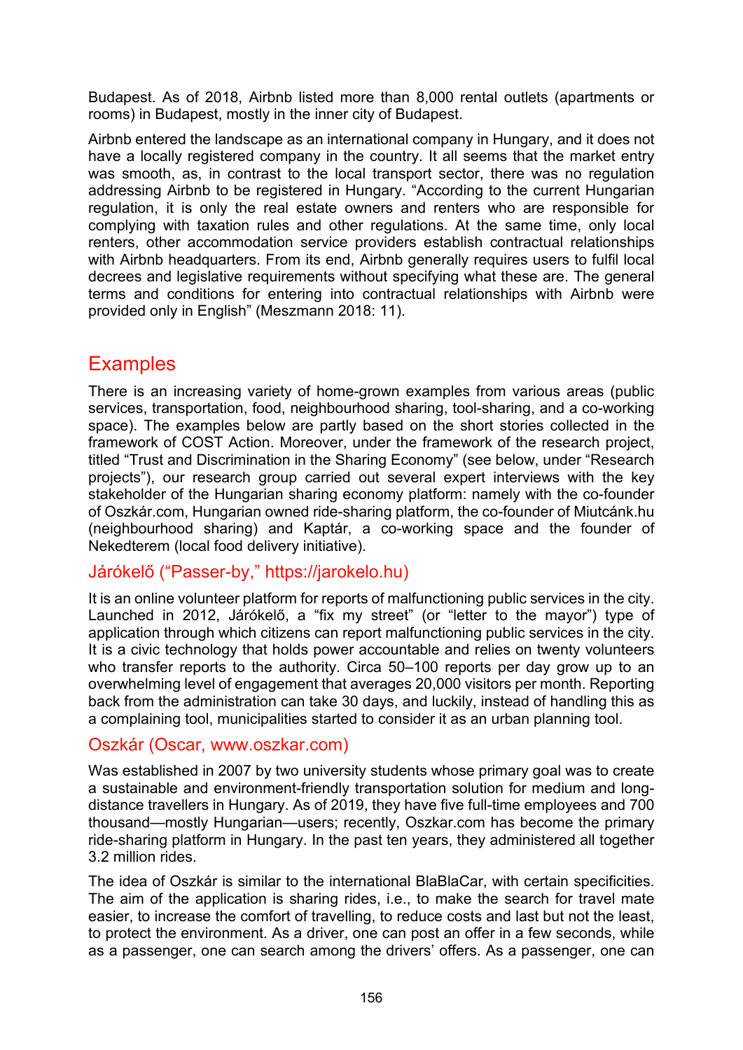Budapest. As of 2018, Airbnb listed more than 8,000 rental outlets (apartments or rooms) in Budapest, mostly in the inner city of Budapest.

Airbnb entered the landscape as an international company in Hungary, and it does not have a locally registered company in the country. It all seems that the market entry was smooth, as, in contrast to the local transport sector, there was no regulation addressing Airbnb to be registered in Hungary. "According to the current Hungarian regulation, it is only the real estate owners and renters who are responsible for complying with taxation rules and other regulations. At the same time, only local renters, other accommodation service providers establish contractual relationships with Airbnb headquarters. From its end, Airbnb generally requires users to fulfil local decrees and legislative requirements without specifying what these are. The general terms and conditions for entering into contractual relationships with Airbnb were provided only in English" (Meszmann 2018: 11).

## Examples

There is an increasing variety of home-grown examples from various areas (public services, transportation, food, neighbourhood sharing, tool-sharing, and a co-working space). The examples below are partly based on the short stories collected in the framework of COST Action. Moreover, under the framework of the research project, titled "Trust and Discrimination in the Sharing Economy" (see below, under "Research projects"), our research group carried out several expert interviews with the key stakeholder of the Hungarian sharing economy platform: namely with the co-founder of Oszkár.com, Hungarian owned ride-sharing platform, the co-founder of Miutcánk.hu (neighbourhood sharing) and Kaptár, a co-working space and the founder of Nekedterem (local food delivery initiative).

### Járókelő ("Passer-by," https://jarokelo.hu)

It is an online volunteer platform for reports of malfunctioning public services in the city. Launched in 2012, Járókelő, a "fix my street" (or "letter to the mayor") type of application through which citizens can report malfunctioning public services in the city. It is a civic technology that holds power accountable and relies on twenty volunteers who transfer reports to the authority. Circa 50–100 reports per day grow up to an overwhelming level of engagement that averages 20,000 visitors per month. Reporting back from the administration can take 30 days, and luckily, instead of handling this as a complaining tool, municipalities started to consider it as an urban planning tool.

### Oszkár (Oscar, www.oszkar.com)

Was established in 2007 by two university students whose primary goal was to create a sustainable and environment-friendly transportation solution for medium and long-distance travellers in Hungary. As of 2019, they have five full-time employees and 700 thousand—mostly Hungarian—users; recently, Oszkar.com has become the primary ride-sharing platform in Hungary. In the past ten years, they administered all together 3.2 million rides.

The idea of Oszkár is similar to the international BlaBlaCar, with certain specificities. The aim of the application is sharing rides, i.e., to make the search for travel mate easier, to increase the comfort of travelling, to reduce costs and last but not the least, to protect the environment. As a driver, one can post an offer in a few seconds, while as a passenger, one can search among the drivers' offers. As a passenger, one can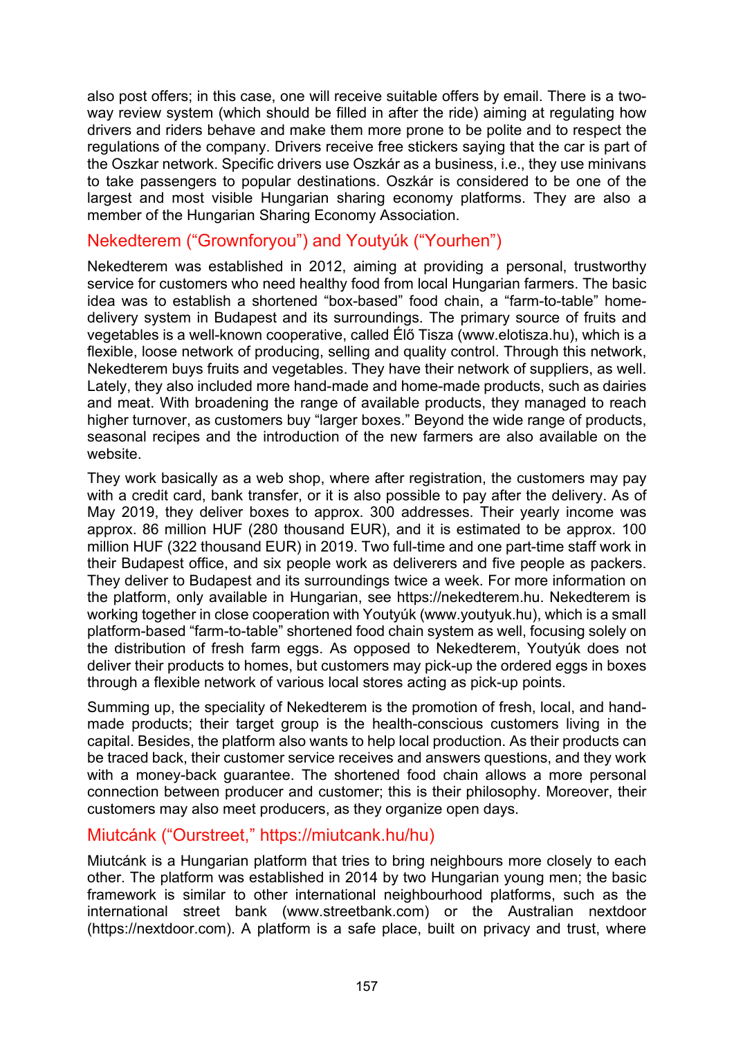also post offers; in this case, one will receive suitable offers by email. There is a two-way review system (which should be filled in after the ride) aiming at regulating how drivers and riders behave and make them more prone to be polite and to respect the regulations of the company. Drivers receive free stickers saying that the car is part of the Oszkar network. Specific drivers use Oszkár as a business, i.e., they use minivans to take passengers to popular destinations. Oszkár is considered to be one of the largest and most visible Hungarian sharing economy platforms. They are also a member of the Hungarian Sharing Economy Association.

### Nekedterem ("Grownforyou") and Youtyúk ("Yourhen")

Nekedterem was established in 2012, aiming at providing a personal, trustworthy service for customers who need healthy food from local Hungarian farmers. The basic idea was to establish a shortened "box-based" food chain, a "farm-to-table" home-delivery system in Budapest and its surroundings. The primary source of fruits and vegetables is a well-known cooperative, called Élő Tisza (www.elotisza.hu), which is a flexible, loose network of producing, selling and quality control. Through this network, Nekedterem buys fruits and vegetables. They have their network of suppliers, as well. Lately, they also included more hand-made and home-made products, such as dairies and meat. With broadening the range of available products, they managed to reach higher turnover, as customers buy "larger boxes." Beyond the wide range of products, seasonal recipes and the introduction of the new farmers are also available on the website.

They work basically as a web shop, where after registration, the customers may pay with a credit card, bank transfer, or it is also possible to pay after the delivery. As of May 2019, they deliver boxes to approx. 300 addresses. Their yearly income was approx. 86 million HUF (280 thousand EUR), and it is estimated to be approx. 100 million HUF (322 thousand EUR) in 2019. Two full-time and one part-time staff work in their Budapest office, and six people work as deliverers and five people as packers. They deliver to Budapest and its surroundings twice a week. For more information on the platform, only available in Hungarian, see https://nekedterem.hu. Nekedterem is working together in close cooperation with Youtyúk (www.youtyuk.hu), which is a small platform-based "farm-to-table" shortened food chain system as well, focusing solely on the distribution of fresh farm eggs. As opposed to Nekedterem, Youtyúk does not deliver their products to homes, but customers may pick-up the ordered eggs in boxes through a flexible network of various local stores acting as pick-up points.

Summing up, the speciality of Nekedterem is the promotion of fresh, local, and hand-made products; their target group is the health-conscious customers living in the capital. Besides, the platform also wants to help local production. As their products can be traced back, their customer service receives and answers questions, and they work with a money-back guarantee. The shortened food chain allows a more personal connection between producer and customer; this is their philosophy. Moreover, their customers may also meet producers, as they organize open days.

### Miutcánk ("Ourstreet," https://miutcank.hu/hu)

Miutcánk is a Hungarian platform that tries to bring neighbours more closely to each other. The platform was established in 2014 by two Hungarian young men; the basic framework is similar to other international neighbourhood platforms, such as the international street bank (www.streetbank.com) or the Australian nextdoor (https://nextdoor.com). A platform is a safe place, built on privacy and trust, where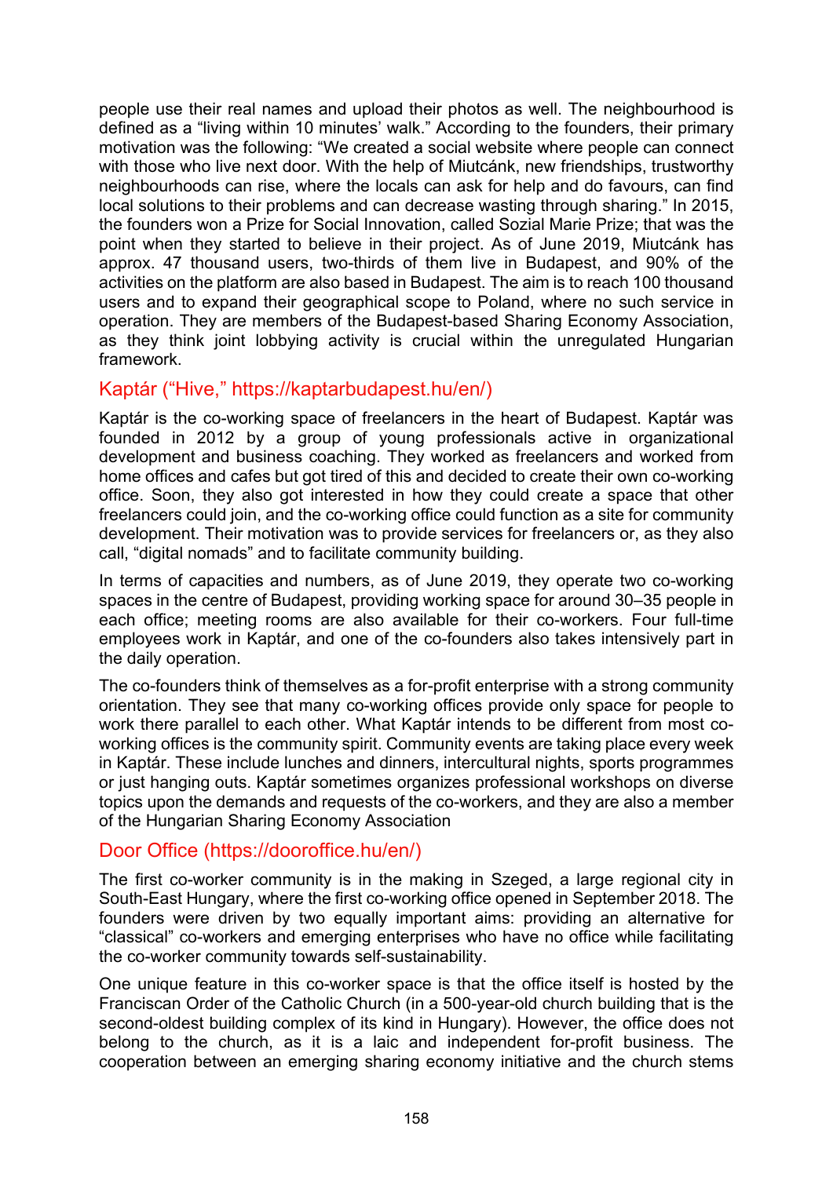people use their real names and upload their photos as well. The neighbourhood is defined as a "living within 10 minutes' walk." According to the founders, their primary motivation was the following: "We created a social website where people can connect with those who live next door. With the help of Miutcánk, new friendships, trustworthy neighbourhoods can rise, where the locals can ask for help and do favours, can find local solutions to their problems and can decrease wasting through sharing." In 2015, the founders won a Prize for Social Innovation, called Sozial Marie Prize; that was the point when they started to believe in their project. As of June 2019, Miutcánk has approx. 47 thousand users, two-thirds of them live in Budapest, and 90% of the activities on the platform are also based in Budapest. The aim is to reach 100 thousand users and to expand their geographical scope to Poland, where no such service in operation. They are members of the Budapest-based Sharing Economy Association, as they think joint lobbying activity is crucial within the unregulated Hungarian framework.

## Kaptár ("Hive," https://kaptarbudapest.hu/en/)

Kaptár is the co-working space of freelancers in the heart of Budapest. Kaptár was founded in 2012 by a group of young professionals active in organizational development and business coaching. They worked as freelancers and worked from home offices and cafes but got tired of this and decided to create their own co-working office. Soon, they also got interested in how they could create a space that other freelancers could join, and the co-working office could function as a site for community development. Their motivation was to provide services for freelancers or, as they also call, "digital nomads" and to facilitate community building.

In terms of capacities and numbers, as of June 2019, they operate two co-working spaces in the centre of Budapest, providing working space for around 30–35 people in each office; meeting rooms are also available for their co-workers. Four full-time employees work in Kaptár, and one of the co-founders also takes intensively part in the daily operation.

The co-founders think of themselves as a for-profit enterprise with a strong community orientation. They see that many co-working offices provide only space for people to work there parallel to each other. What Kaptár intends to be different from most co-working offices is the community spirit. Community events are taking place every week in Kaptár. These include lunches and dinners, intercultural nights, sports programmes or just hanging outs. Kaptár sometimes organizes professional workshops on diverse topics upon the demands and requests of the co-workers, and they are also a member of the Hungarian Sharing Economy Association

## Door Office (https://dooroffice.hu/en/)

The first co-worker community is in the making in Szeged, a large regional city in South-East Hungary, where the first co-working office opened in September 2018. The founders were driven by two equally important aims: providing an alternative for "classical" co-workers and emerging enterprises who have no office while facilitating the co-worker community towards self-sustainability.

One unique feature in this co-worker space is that the office itself is hosted by the Franciscan Order of the Catholic Church (in a 500-year-old church building that is the second-oldest building complex of its kind in Hungary). However, the office does not belong to the church, as it is a laic and independent for-profit business. The cooperation between an emerging sharing economy initiative and the church stems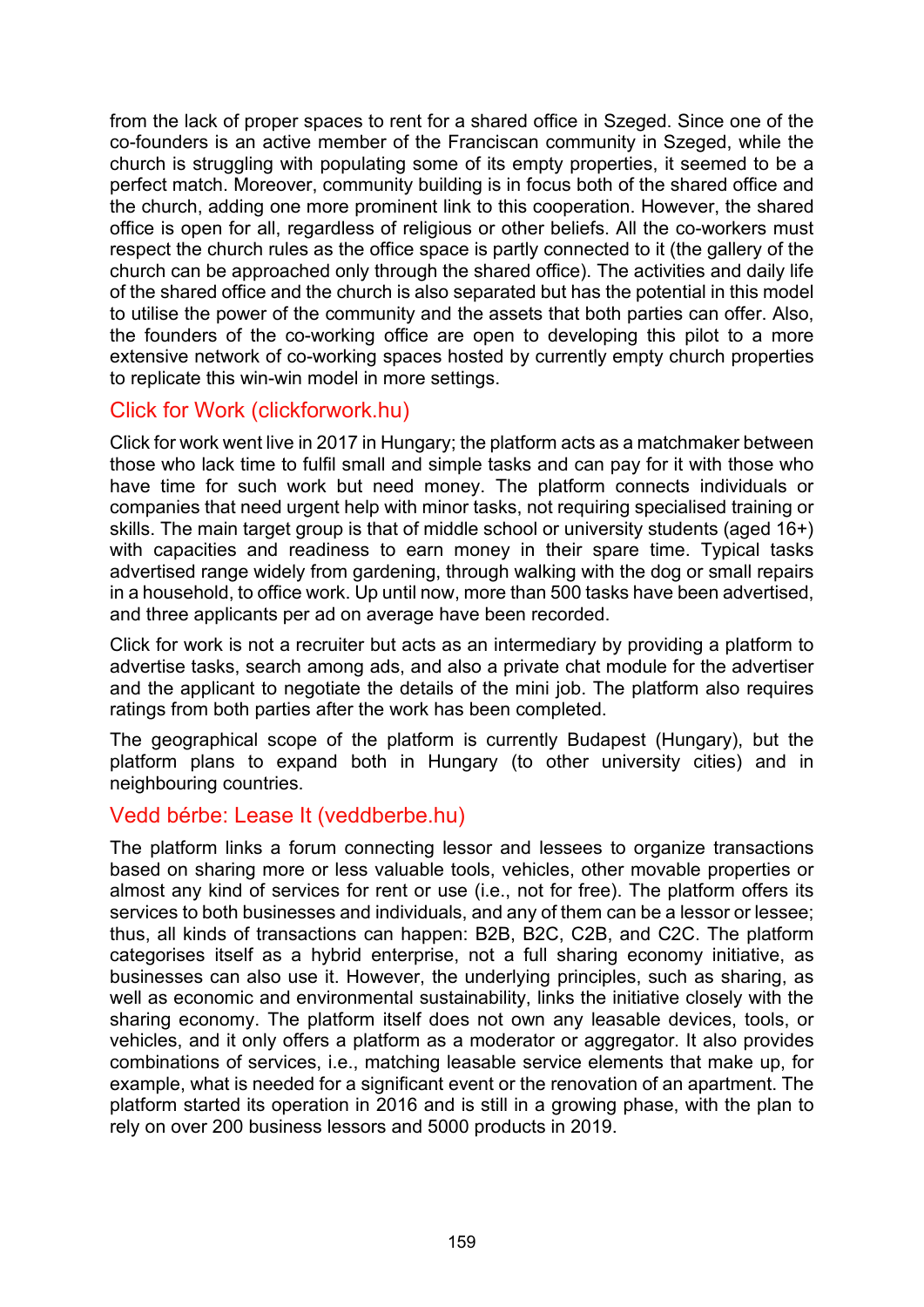from the lack of proper spaces to rent for a shared office in Szeged. Since one of the co-founders is an active member of the Franciscan community in Szeged, while the church is struggling with populating some of its empty properties, it seemed to be a perfect match. Moreover, community building is in focus both of the shared office and the church, adding one more prominent link to this cooperation. However, the shared office is open for all, regardless of religious or other beliefs. All the co-workers must respect the church rules as the office space is partly connected to it (the gallery of the church can be approached only through the shared office). The activities and daily life of the shared office and the church is also separated but has the potential in this model to utilise the power of the community and the assets that both parties can offer. Also, the founders of the co-working office are open to developing this pilot to a more extensive network of co-working spaces hosted by currently empty church properties to replicate this win-win model in more settings.

### Click for Work (clickforwork.hu)

Click for work went live in 2017 in Hungary; the platform acts as a matchmaker between those who lack time to fulfil small and simple tasks and can pay for it with those who have time for such work but need money. The platform connects individuals or companies that need urgent help with minor tasks, not requiring specialised training or skills. The main target group is that of middle school or university students (aged 16+) with capacities and readiness to earn money in their spare time. Typical tasks advertised range widely from gardening, through walking with the dog or small repairs in a household, to office work. Up until now, more than 500 tasks have been advertised, and three applicants per ad on average have been recorded.

Click for work is not a recruiter but acts as an intermediary by providing a platform to advertise tasks, search among ads, and also a private chat module for the advertiser and the applicant to negotiate the details of the mini job. The platform also requires ratings from both parties after the work has been completed.

The geographical scope of the platform is currently Budapest (Hungary), but the platform plans to expand both in Hungary (to other university cities) and in neighbouring countries.

### Vedd bérbe: Lease It (veddberbe.hu)

The platform links a forum connecting lessor and lessees to organize transactions based on sharing more or less valuable tools, vehicles, other movable properties or almost any kind of services for rent or use (i.e., not for free). The platform offers its services to both businesses and individuals, and any of them can be a lessor or lessee; thus, all kinds of transactions can happen: B2B, B2C, C2B, and C2C. The platform categorises itself as a hybrid enterprise, not a full sharing economy initiative, as businesses can also use it. However, the underlying principles, such as sharing, as well as economic and environmental sustainability, links the initiative closely with the sharing economy. The platform itself does not own any leasable devices, tools, or vehicles, and it only offers a platform as a moderator or aggregator. It also provides combinations of services, i.e., matching leasable service elements that make up, for example, what is needed for a significant event or the renovation of an apartment. The platform started its operation in 2016 and is still in a growing phase, with the plan to rely on over 200 business lessors and 5000 products in 2019.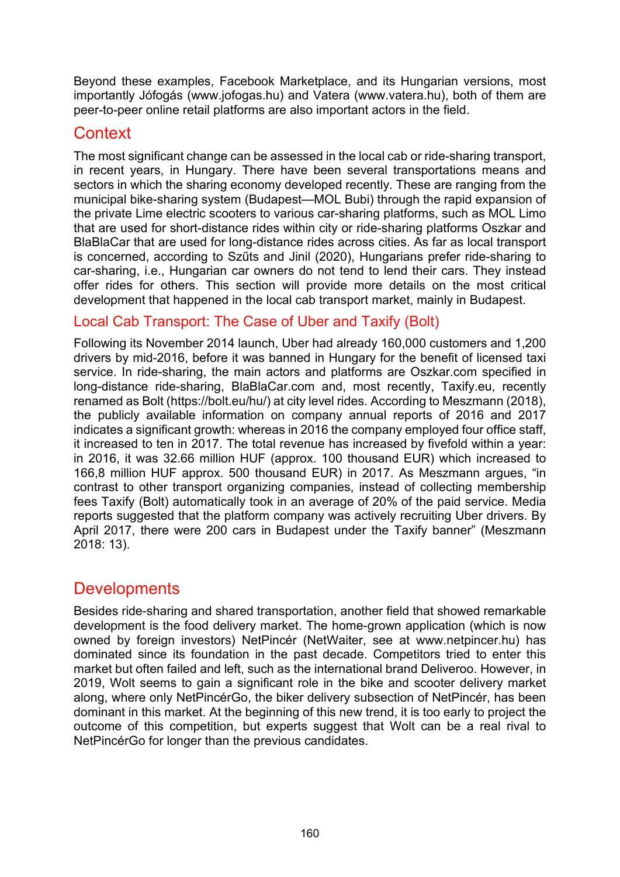Beyond these examples, Facebook Marketplace, and its Hungarian versions, most importantly Jófogás (www.jofogas.hu) and Vatera (www.vatera.hu), both of them are peer-to-peer online retail platforms are also important actors in the field.

## Context

The most significant change can be assessed in the local cab or ride-sharing transport, in recent years, in Hungary. There have been several transportations means and sectors in which the sharing economy developed recently. These are ranging from the municipal bike-sharing system (Budapest—MOL Bubi) through the rapid expansion of the private Lime electric scooters to various car-sharing platforms, such as MOL Limo that are used for short-distance rides within city or ride-sharing platforms Oszkar and BlaBlaCar that are used for long-distance rides across cities. As far as local transport is concerned, according to Szűts and Jinil (2020), Hungarians prefer ride-sharing to car-sharing, i.e., Hungarian car owners do not tend to lend their cars. They instead offer rides for others. This section will provide more details on the most critical development that happened in the local cab transport market, mainly in Budapest.

### Local Cab Transport: The Case of Uber and Taxify (Bolt)

Following its November 2014 launch, Uber had already 160,000 customers and 1,200 drivers by mid-2016, before it was banned in Hungary for the benefit of licensed taxi service. In ride-sharing, the main actors and platforms are Oszkar.com specified in long-distance ride-sharing, BlaBlaCar.com and, most recently, Taxify.eu, recently renamed as Bolt (https://bolt.eu/hu/) at city level rides. According to Meszmann (2018), the publicly available information on company annual reports of 2016 and 2017 indicates a significant growth: whereas in 2016 the company employed four office staff, it increased to ten in 2017. The total revenue has increased by fivefold within a year: in 2016, it was 32.66 million HUF (approx. 100 thousand EUR) which increased to 166,8 million HUF approx. 500 thousand EUR) in 2017. As Meszmann argues, "in contrast to other transport organizing companies, instead of collecting membership fees Taxify (Bolt) automatically took in an average of 20% of the paid service. Media reports suggested that the platform company was actively recruiting Uber drivers. By April 2017, there were 200 cars in Budapest under the Taxify banner" (Meszmann 2018: 13).

## Developments

Besides ride-sharing and shared transportation, another field that showed remarkable development is the food delivery market. The home-grown application (which is now owned by foreign investors) NetPincér (NetWaiter, see at www.netpincer.hu) has dominated since its foundation in the past decade. Competitors tried to enter this market but often failed and left, such as the international brand Deliveroo. However, in 2019, Wolt seems to gain a significant role in the bike and scooter delivery market along, where only NetPincérGo, the biker delivery subsection of NetPincér, has been dominant in this market. At the beginning of this new trend, it is too early to project the outcome of this competition, but experts suggest that Wolt can be a real rival to NetPincérGo for longer than the previous candidates.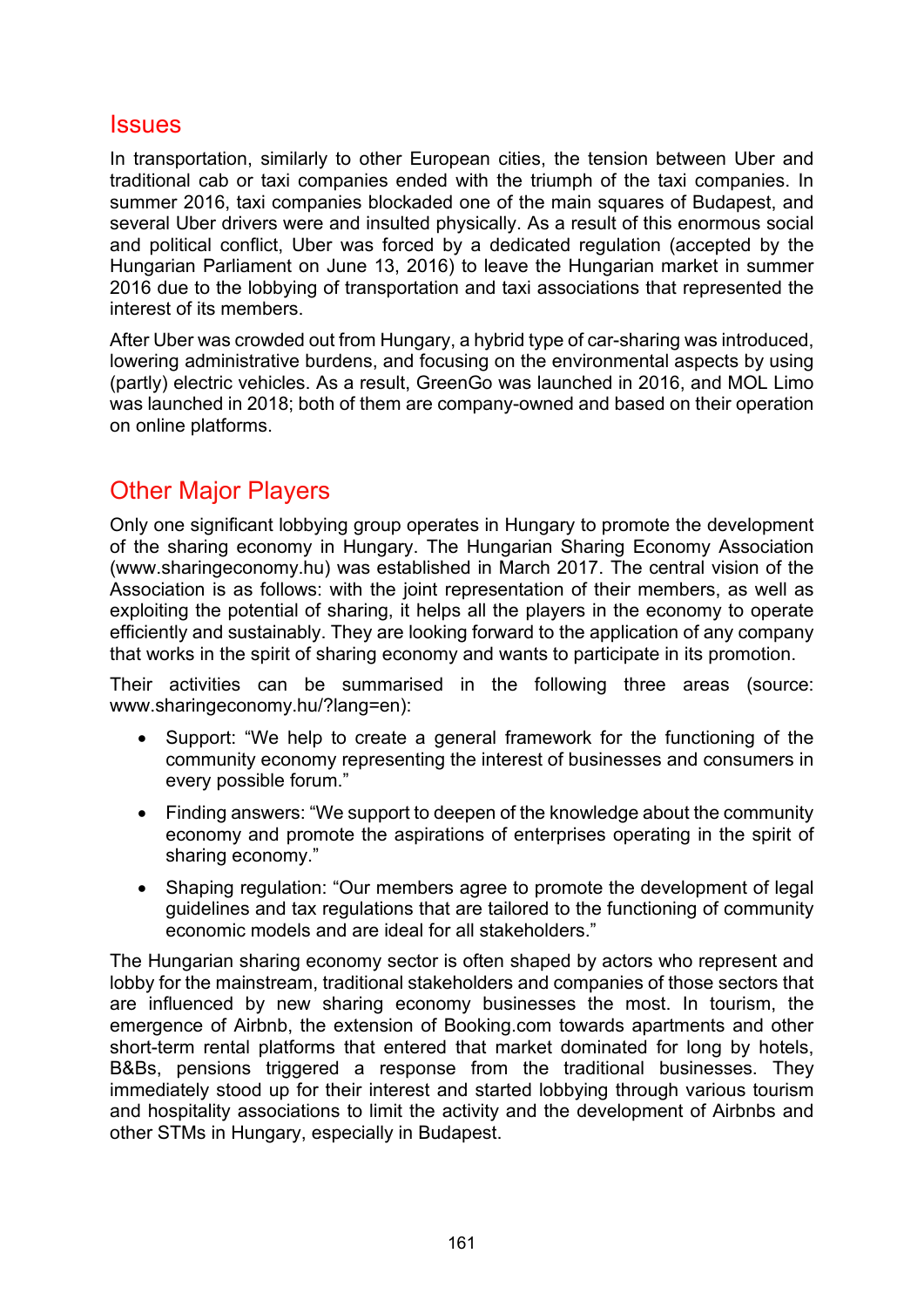## Issues

In transportation, similarly to other European cities, the tension between Uber and traditional cab or taxi companies ended with the triumph of the taxi companies. In summer 2016, taxi companies blockaded one of the main squares of Budapest, and several Uber drivers were and insulted physically. As a result of this enormous social and political conflict, Uber was forced by a dedicated regulation (accepted by the Hungarian Parliament on June 13, 2016) to leave the Hungarian market in summer 2016 due to the lobbying of transportation and taxi associations that represented the interest of its members.

After Uber was crowded out from Hungary, a hybrid type of car-sharing was introduced, lowering administrative burdens, and focusing on the environmental aspects by using (partly) electric vehicles. As a result, GreenGo was launched in 2016, and MOL Limo was launched in 2018; both of them are company-owned and based on their operation on online platforms.

## Other Major Players

Only one significant lobbying group operates in Hungary to promote the development of the sharing economy in Hungary. The Hungarian Sharing Economy Association (www.sharingeconomy.hu) was established in March 2017. The central vision of the Association is as follows: with the joint representation of their members, as well as exploiting the potential of sharing, it helps all the players in the economy to operate efficiently and sustainably. They are looking forward to the application of any company that works in the spirit of sharing economy and wants to participate in its promotion.

Their activities can be summarised in the following three areas (source: www.sharingeconomy.hu/?lang=en):

- Support: "We help to create a general framework for the functioning of the community economy representing the interest of businesses and consumers in every possible forum."
- Finding answers: "We support to deepen of the knowledge about the community economy and promote the aspirations of enterprises operating in the spirit of sharing economy."
- Shaping regulation: "Our members agree to promote the development of legal guidelines and tax regulations that are tailored to the functioning of community economic models and are ideal for all stakeholders."

The Hungarian sharing economy sector is often shaped by actors who represent and lobby for the mainstream, traditional stakeholders and companies of those sectors that are influenced by new sharing economy businesses the most. In tourism, the emergence of Airbnb, the extension of Booking.com towards apartments and other short-term rental platforms that entered that market dominated for long by hotels, B&Bs, pensions triggered a response from the traditional businesses. They immediately stood up for their interest and started lobbying through various tourism and hospitality associations to limit the activity and the development of Airbnbs and other STMs in Hungary, especially in Budapest.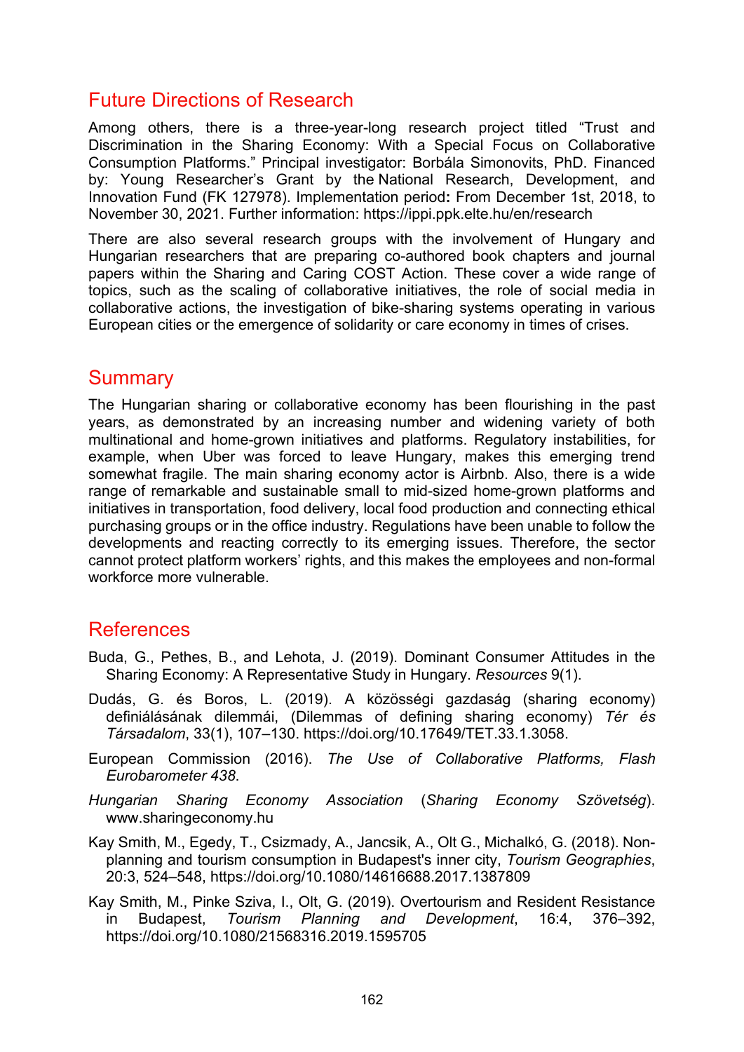## Future Directions of Research

Among others, there is a three-year-long research project titled "Trust and Discrimination in the Sharing Economy: With a Special Focus on Collaborative Consumption Platforms." Principal investigator: Borbála Simonovits, PhD. Financed by: Young Researcher's Grant by the National Research, Development, and Innovation Fund (FK 127978). Implementation period**:** From December 1st, 2018, to November 30, 2021. Further information: https://ippi.ppk.elte.hu/en/research

There are also several research groups with the involvement of Hungary and Hungarian researchers that are preparing co-authored book chapters and journal papers within the Sharing and Caring COST Action. These cover a wide range of topics, such as the scaling of collaborative initiatives, the role of social media in collaborative actions, the investigation of bike-sharing systems operating in various European cities or the emergence of solidarity or care economy in times of crises.

## Summary

The Hungarian sharing or collaborative economy has been flourishing in the past years, as demonstrated by an increasing number and widening variety of both multinational and home-grown initiatives and platforms. Regulatory instabilities, for example, when Uber was forced to leave Hungary, makes this emerging trend somewhat fragile. The main sharing economy actor is Airbnb. Also, there is a wide range of remarkable and sustainable small to mid-sized home-grown platforms and initiatives in transportation, food delivery, local food production and connecting ethical purchasing groups or in the office industry. Regulations have been unable to follow the developments and reacting correctly to its emerging issues. Therefore, the sector cannot protect platform workers' rights, and this makes the employees and non-formal workforce more vulnerable.

## References

Buda, G., Pethes, B., and Lehota, J. (2019). Dominant Consumer Attitudes in the Sharing Economy: A Representative Study in Hungary. *Resources* 9(1).

Dudás, G. és Boros, L. (2019). A közösségi gazdaság (sharing economy) definiálásának dilemmái, (Dilemmas of defining sharing economy) *Tér és Társadalom*, 33(1), 107–130. https://doi.org/10.17649/TET.33.1.3058.

European Commission (2016). *The Use of Collaborative Platforms, Flash Eurobarometer 438*.

*Hungarian Sharing Economy Association* (*Sharing Economy Szövetség*). www.sharingeconomy.hu

Kay Smith, M., Egedy, T., Csizmady, A., Jancsik, A., Olt G., Michalkó, G. (2018). Non-planning and tourism consumption in Budapest's inner city, *Tourism Geographies*, 20:3, 524–548, https://doi.org/10.1080/14616688.2017.1387809

Kay Smith, M., Pinke Sziva, I., Olt, G. (2019). Overtourism and Resident Resistance in Budapest, *Tourism Planning and Development*, 16:4, 376–392, https://doi.org/10.1080/21568316.2019.1595705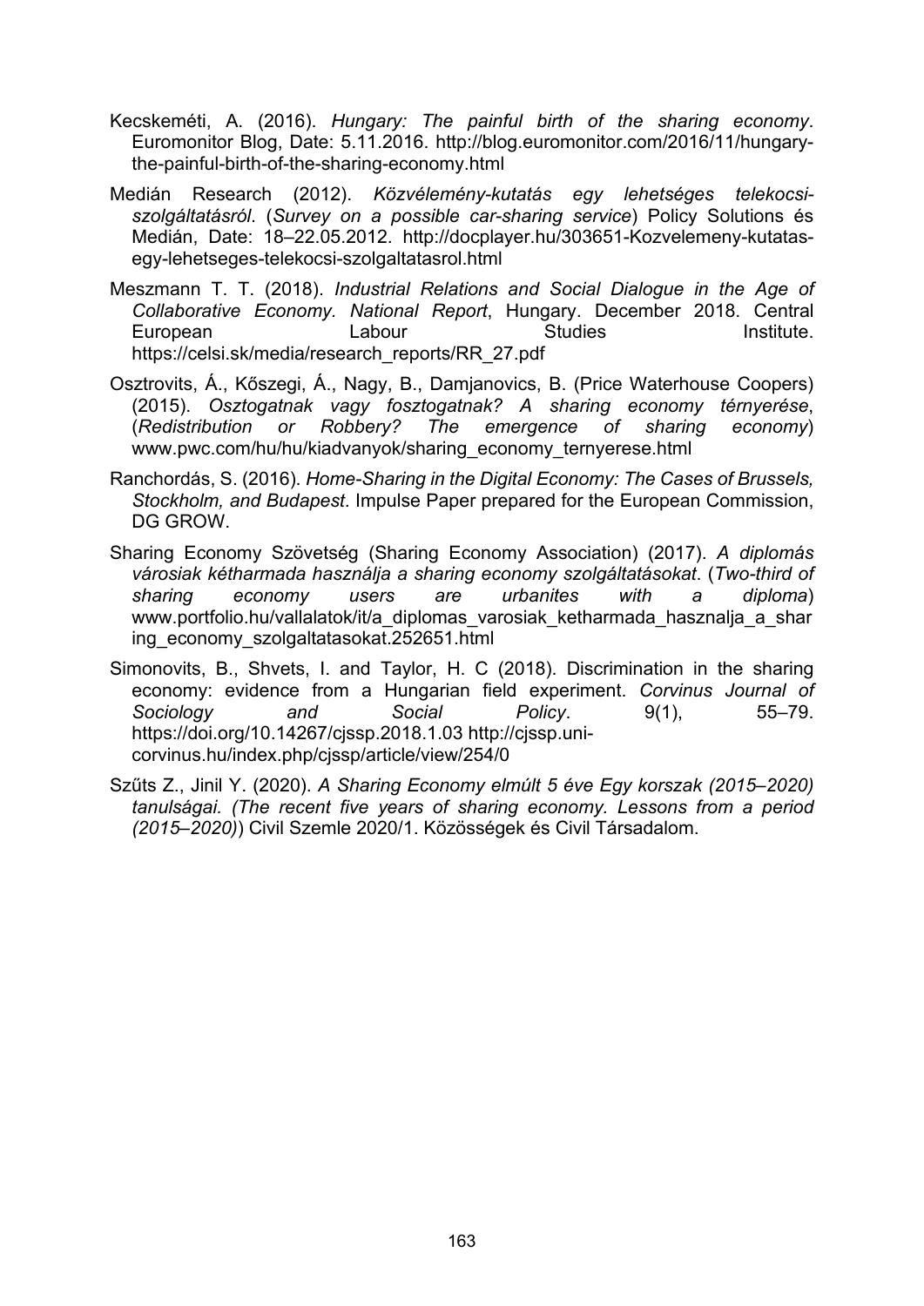Kecskeméti, A. (2016). *Hungary: The painful birth of the sharing economy*. Euromonitor Blog, Date: 5.11.2016. http://blog.euromonitor.com/2016/11/hungary-the-painful-birth-of-the-sharing-economy.html

Medián Research (2012). *Közvélemény-kutatás egy lehetséges telekocsi-szolgáltatásról*. (*Survey on a possible car-sharing service*) Policy Solutions és Medián, Date: 18–22.05.2012. http://docplayer.hu/303651-Kozvelemeny-kutatas-egy-lehetseges-telekocsi-szolgaltatasrol.html

Meszmann T. T. (2018). *Industrial Relations and Social Dialogue in the Age of Collaborative Economy. National Report*, Hungary. December 2018. Central European Labour Studies Institute. https://celsi.sk/media/research_reports/RR_27.pdf

Osztrovits, Á., Kőszegi, Á., Nagy, B., Damjanovics, B. (Price Waterhouse Coopers) (2015). *Osztogatnak vagy fosztogatnak? A sharing economy térnyerése*, (*Redistribution or Robbery? The emergence of sharing economy*) www.pwc.com/hu/hu/kiadvanyok/sharing_economy_ternyerese.html

Ranchordás, S. (2016). *Home-Sharing in the Digital Economy: The Cases of Brussels, Stockholm, and Budapest*. Impulse Paper prepared for the European Commission, DG GROW.

Sharing Economy Szövetség (Sharing Economy Association) (2017). *A diplomás városiak kétharmada használja a sharing economy szolgáltatásokat*. (*Two-third of sharing economy users are urbanites with a diploma*) www.portfolio.hu/vallalatok/it/a_diplomas_varosiak_ketharmada_hasznalja_a_sharing_economy_szolgaltatasokat.252651.html

Simonovits, B., Shvets, I. and Taylor, H. C (2018). Discrimination in the sharing economy: evidence from a Hungarian field experiment. *Corvinus Journal of Sociology and Social Policy*. 9(1), 55–79. https://doi.org/10.14267/cjssp.2018.1.03 http://cjssp.uni-corvinus.hu/index.php/cjssp/article/view/254/0

Szűts Z., Jinil Y. (2020). *A Sharing Economy elmúlt 5 éve Egy korszak (2015–2020) tanulságai. (The recent five years of sharing economy. Lessons from a period (2015–2020)*) Civil Szemle 2020/1. Közösségek és Civil Társadalom.